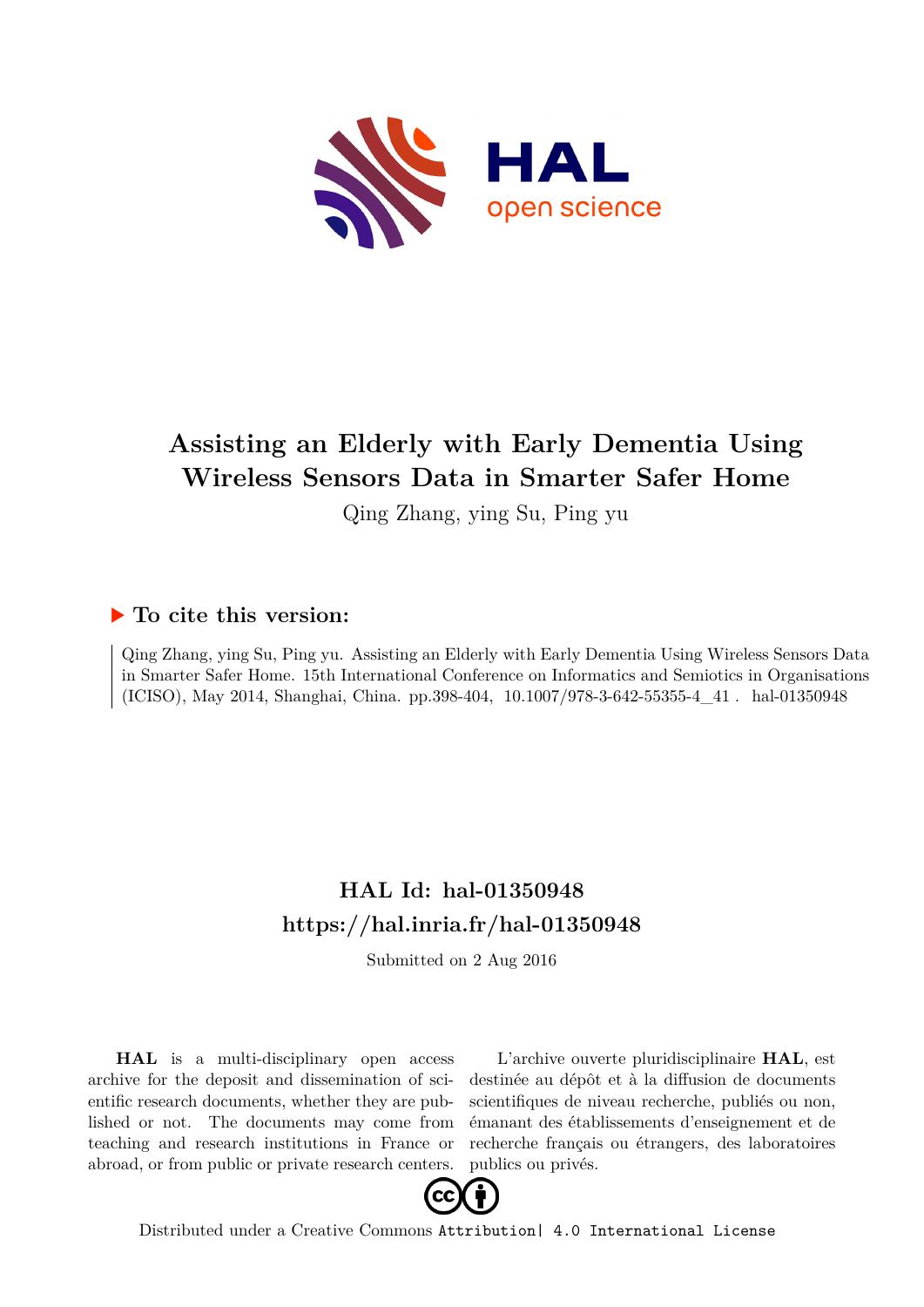# Assisting an Elderly with Early Dementia Using Wireless Sensors Data in Smarter Safer Home

Qing Zhang, ying Su, Ping yu

## To cite this version:

Qing Zhang, ying Su, Ping yu. Assisting an Elderly with Early Dementia Using Wireless Sensors Data in Smarter Safer Home. 15th International Conference on Informatics and Semiotics in Organisations (ICISO), May 2014, Shanghai, China. pp.398-404, 10.1007/978-3-642-55355-4_41 . hal-01350948

## HAL Id: hal-01350948

## https://hal.inria.fr/hal-01350948

Submitted on 2 Aug 2016

**HAL** is a multi-disciplinary open access archive for the deposit and dissemination of scientific research documents, whether they are published or not. The documents may come from teaching and research institutions in France or abroad, or from public or private research centers.

L'archive ouverte pluridisciplinaire **HAL**, est destinée au dépôt et à la diffusion de documents scientifiques de niveau recherche, publiés ou non, émanant des établissements d'enseignement et de recherche français ou étrangers, des laboratoires publics ou privés.

Distributed under a Creative Commons Attribution| 4.0 International License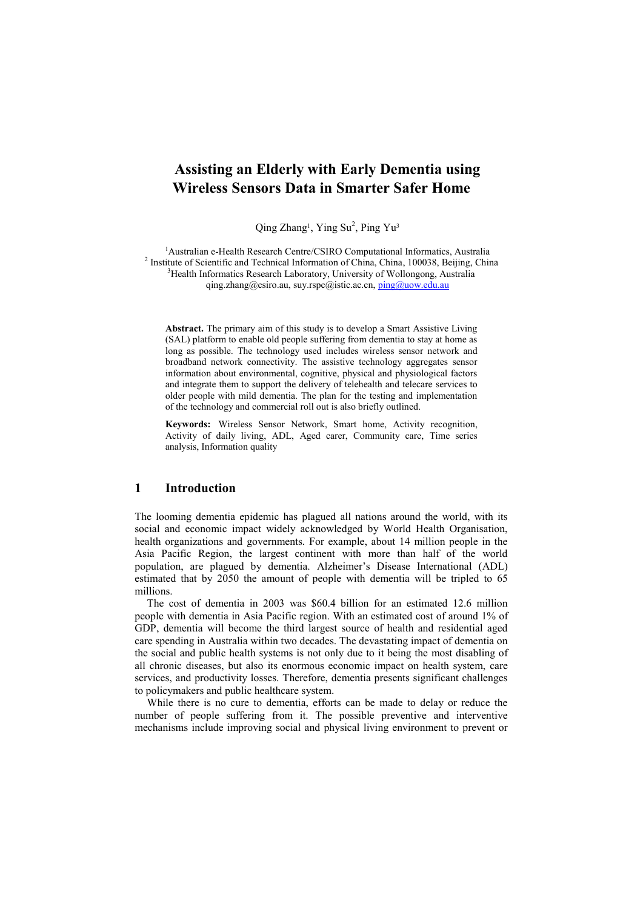# Assisting an Elderly with Early Dementia using Wireless Sensors Data in Smarter Safer Home

Qing Zhang[1], Ying Su[2], Ping Yu[3]

[1]Australian e-Health Research Centre/CSIRO Computational Informatics, Australia
[2] Institute of Scientific and Technical Information of China, China, 100038, Beijing, China
[3]Health Informatics Research Laboratory, University of Wollongong, Australia
qing.zhang@csiro.au, suy.rspc@istic.ac.cn, ping@uow.edu.au

**Abstract.** The primary aim of this study is to develop a Smart Assistive Living (SAL) platform to enable old people suffering from dementia to stay at home as long as possible. The technology used includes wireless sensor network and broadband network connectivity. The assistive technology aggregates sensor information about environmental, cognitive, physical and physiological factors and integrate them to support the delivery of telehealth and telecare services to older people with mild dementia. The plan for the testing and implementation of the technology and commercial roll out is also briefly outlined.

**Keywords:** Wireless Sensor Network, Smart home, Activity recognition, Activity of daily living, ADL, Aged carer, Community care, Time series analysis, Information quality

## 1 Introduction

The looming dementia epidemic has plagued all nations around the world, with its social and economic impact widely acknowledged by World Health Organisation, health organizations and governments. For example, about 14 million people in the Asia Pacific Region, the largest continent with more than half of the world population, are plagued by dementia. Alzheimer's Disease International (ADL) estimated that by 2050 the amount of people with dementia will be tripled to 65 millions.

The cost of dementia in 2003 was $60.4 billion for an estimated 12.6 million people with dementia in Asia Pacific region. With an estimated cost of around 1% of GDP, dementia will become the third largest source of health and residential aged care spending in Australia within two decades. The devastating impact of dementia on the social and public health systems is not only due to it being the most disabling of all chronic diseases, but also its enormous economic impact on health system, care services, and productivity losses. Therefore, dementia presents significant challenges to policymakers and public healthcare system.

While there is no cure to dementia, efforts can be made to delay or reduce the number of people suffering from it. The possible preventive and interventive mechanisms include improving social and physical living environment to prevent or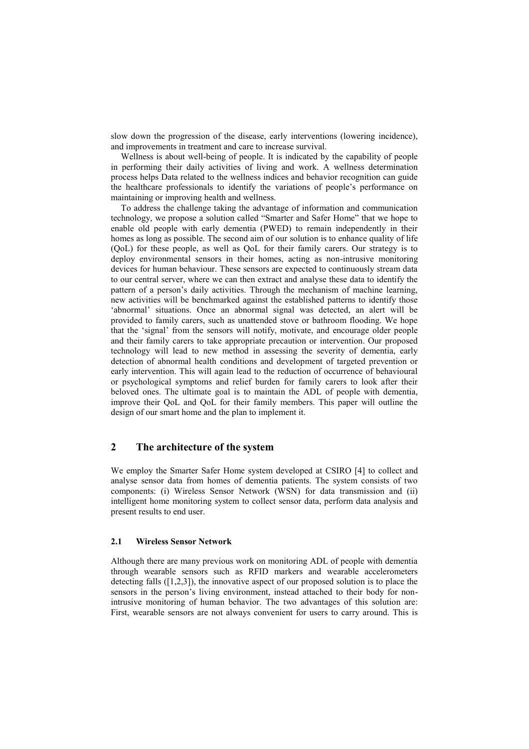slow down the progression of the disease, early interventions (lowering incidence), and improvements in treatment and care to increase survival.

Wellness is about well-being of people. It is indicated by the capability of people in performing their daily activities of living and work. A wellness determination process helps Data related to the wellness indices and behavior recognition can guide the healthcare professionals to identify the variations of people's performance on maintaining or improving health and wellness.

To address the challenge taking the advantage of information and communication technology, we propose a solution called "Smarter and Safer Home" that we hope to enable old people with early dementia (PWED) to remain independently in their homes as long as possible. The second aim of our solution is to enhance quality of life (QoL) for these people, as well as QoL for their family carers. Our strategy is to deploy environmental sensors in their homes, acting as non-intrusive monitoring devices for human behaviour. These sensors are expected to continuously stream data to our central server, where we can then extract and analyse these data to identify the pattern of a person's daily activities. Through the mechanism of machine learning, new activities will be benchmarked against the established patterns to identify those 'abnormal' situations. Once an abnormal signal was detected, an alert will be provided to family carers, such as unattended stove or bathroom flooding. We hope that the 'signal' from the sensors will notify, motivate, and encourage older people and their family carers to take appropriate precaution or intervention. Our proposed technology will lead to new method in assessing the severity of dementia, early detection of abnormal health conditions and development of targeted prevention or early intervention. This will again lead to the reduction of occurrence of behavioural or psychological symptoms and relief burden for family carers to look after their beloved ones. The ultimate goal is to maintain the ADL of people with dementia, improve their QoL and QoL for their family members. This paper will outline the design of our smart home and the plan to implement it.

## 2 The architecture of the system

We employ the Smarter Safer Home system developed at CSIRO [4] to collect and analyse sensor data from homes of dementia patients. The system consists of two components: (i) Wireless Sensor Network (WSN) for data transmission and (ii) intelligent home monitoring system to collect sensor data, perform data analysis and present results to end user.

### 2.1 Wireless Sensor Network

Although there are many previous work on monitoring ADL of people with dementia through wearable sensors such as RFID markers and wearable accelerometers detecting falls ([1,2,3]), the innovative aspect of our proposed solution is to place the sensors in the person's living environment, instead attached to their body for non-intrusive monitoring of human behavior. The two advantages of this solution are: First, wearable sensors are not always convenient for users to carry around. This is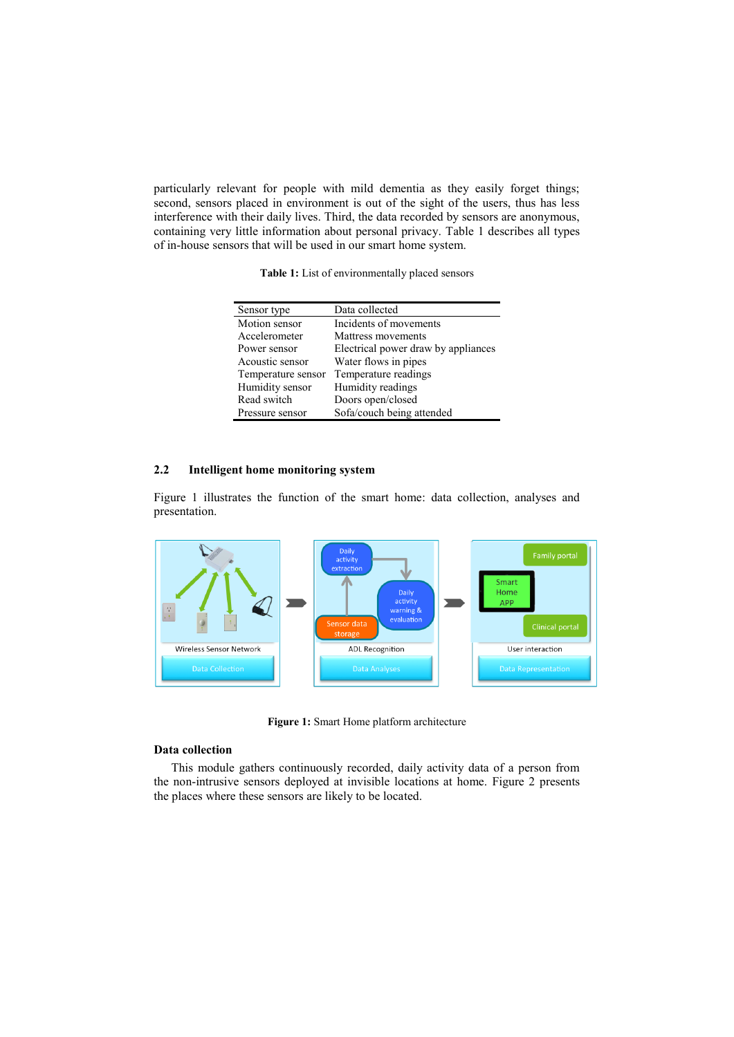particularly relevant for people with mild dementia as they easily forget things; second, sensors placed in environment is out of the sight of the users, thus has less interference with their daily lives. Third, the data recorded by sensors are anonymous, containing very little information about personal privacy. Table 1 describes all types of in-house sensors that will be used in our smart home system.

**Table 1:** List of environmentally placed sensors

| Sensor type | Data collected |
|---|---|
| Motion sensor | Incidents of movements |
| Accelerometer | Mattress movements |
| Power sensor | Electrical power draw by appliances |
| Acoustic sensor | Water flows in pipes |
| Temperature sensor | Temperature readings |
| Humidity sensor | Humidity readings |
| Read switch | Doors open/closed |
| Pressure sensor | Sofa/couch being attended |

## 2.2 Intelligent home monitoring system

Figure 1 illustrates the function of the smart home: data collection, analyses and presentation.

**Figure 1:** Smart Home platform architecture

### Data collection

This module gathers continuously recorded, daily activity data of a person from the non-intrusive sensors deployed at invisible locations at home. Figure 2 presents the places where these sensors are likely to be located.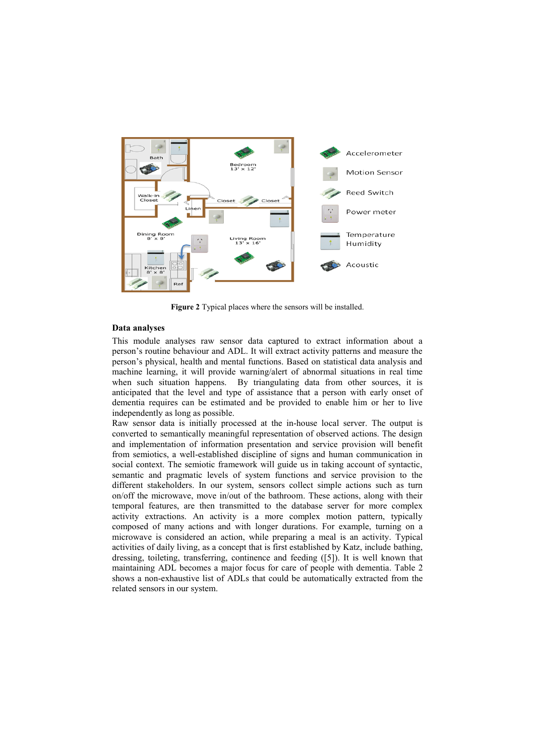Bath

Bedroom
13' x 12'

Walk-in Closet

Closet

Closet

Linen

Dining Room
8' x 8'

Living Room
13' x 16'

Kitchen
8' x 8'

Ref

Accelerometer

Motion Sensor

Reed Switch

Power meter

Temperature
Humidity

Acoustic

**Figure 2** Typical places where the sensors will be installed.

**Data analyses**

This module analyses raw sensor data captured to extract information about a person's routine behaviour and ADL. It will extract activity patterns and measure the person's physical, health and mental functions. Based on statistical data analysis and machine learning, it will provide warning/alert of abnormal situations in real time when such situation happens. By triangulating data from other sources, it is anticipated that the level and type of assistance that a person with early onset of dementia requires can be estimated and be provided to enable him or her to live independently as long as possible.

Raw sensor data is initially processed at the in-house local server. The output is converted to semantically meaningful representation of observed actions. The design and implementation of information presentation and service provision will benefit from semiotics, a well-established discipline of signs and human communication in social context. The semiotic framework will guide us in taking account of syntactic, semantic and pragmatic levels of system functions and service provision to the different stakeholders. In our system, sensors collect simple actions such as turn on/off the microwave, move in/out of the bathroom. These actions, along with their temporal features, are then transmitted to the database server for more complex activity extractions. An activity is a more complex motion pattern, typically composed of many actions and with longer durations. For example, turning on a microwave is considered an action, while preparing a meal is an activity. Typical activities of daily living, as a concept that is first established by Katz, include bathing, dressing, toileting, transferring, continence and feeding ([5]). It is well known that maintaining ADL becomes a major focus for care of people with dementia. Table 2 shows a non-exhaustive list of ADLs that could be automatically extracted from the related sensors in our system.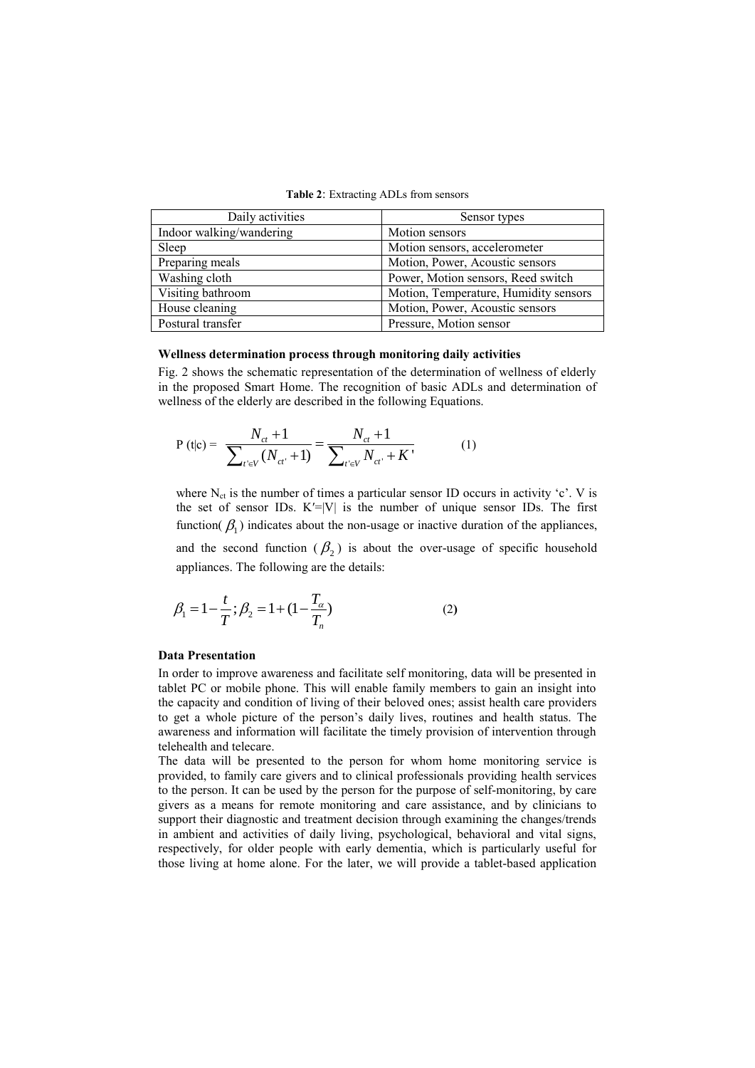**Table 2**: Extracting ADLs from sensors

| Daily activities | Sensor types |
| --- | --- |
| Indoor walking/wandering | Motion sensors |
| Sleep | Motion sensors, accelerometer |
| Preparing meals | Motion, Power, Acoustic sensors |
| Washing cloth | Power, Motion sensors, Reed switch |
| Visiting bathroom | Motion, Temperature, Humidity sensors |
| House cleaning | Motion, Power, Acoustic sensors |
| Postural transfer | Pressure, Motion sensor |

**Wellness determination process through monitoring daily activities**

Fig. 2 shows the schematic representation of the determination of wellness of elderly in the proposed Smart Home. The recognition of basic ADLs and determination of wellness of the elderly are described in the following Equations.

$$P(t|c) = \frac{N_{ct}+1}{\sum_{t' \in V}(N_{ct'}+1)} = \frac{N_{ct}+1}{\sum_{t' \in V} N_{ct'} + K'} \qquad (1)$$

where $N_{ct}$ is the number of times a particular sensor ID occurs in activity 'c'. V is the set of sensor IDs. $K'=|V|$ is the number of unique sensor IDs. The first function($\beta_1$) indicates about the non-usage or inactive duration of the appliances, and the second function ($\beta_2$) is about the over-usage of specific household appliances. The following are the details:

$$\beta_1 = 1 - \frac{t}{T}; \beta_2 = 1 + (1 - \frac{T_\alpha}{T_n}) \qquad (2)$$

**Data Presentation**

In order to improve awareness and facilitate self monitoring, data will be presented in tablet PC or mobile phone. This will enable family members to gain an insight into the capacity and condition of living of their beloved ones; assist health care providers to get a whole picture of the person's daily lives, routines and health status. The awareness and information will facilitate the timely provision of intervention through telehealth and telecare.

The data will be presented to the person for whom home monitoring service is provided, to family care givers and to clinical professionals providing health services to the person. It can be used by the person for the purpose of self-monitoring, by care givers as a means for remote monitoring and care assistance, and by clinicians to support their diagnostic and treatment decision through examining the changes/trends in ambient and activities of daily living, psychological, behavioral and vital signs, respectively, for older people with early dementia, which is particularly useful for those living at home alone. For the later, we will provide a tablet-based application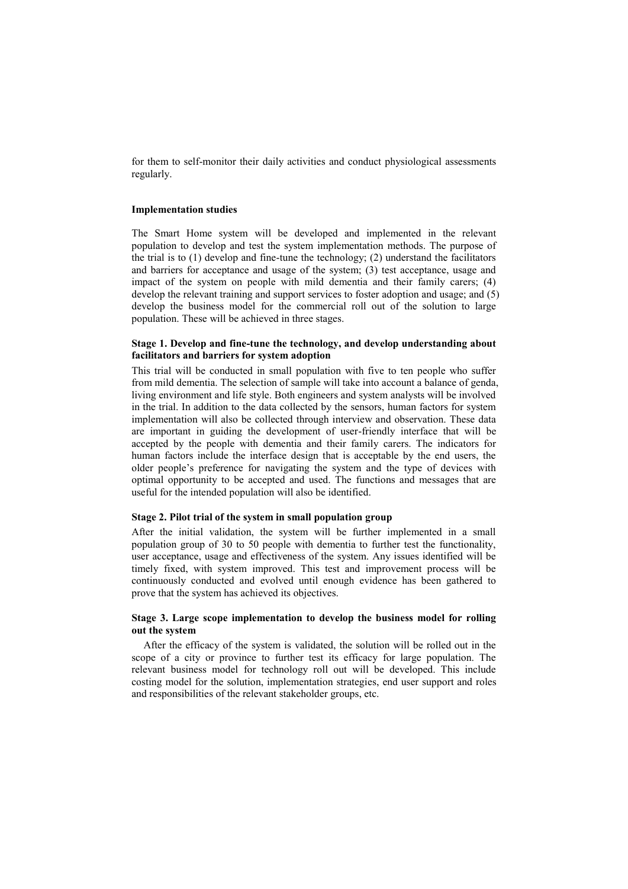for them to self-monitor their daily activities and conduct physiological assessments regularly.

### Implementation studies

The Smart Home system will be developed and implemented in the relevant population to develop and test the system implementation methods. The purpose of the trial is to (1) develop and fine-tune the technology; (2) understand the facilitators and barriers for acceptance and usage of the system; (3) test acceptance, usage and impact of the system on people with mild dementia and their family carers; (4) develop the relevant training and support services to foster adoption and usage; and (5) develop the business model for the commercial roll out of the solution to large population. These will be achieved in three stages.

#### Stage 1. Develop and fine-tune the technology, and develop understanding about facilitators and barriers for system adoption

This trial will be conducted in small population with five to ten people who suffer from mild dementia. The selection of sample will take into account a balance of genda, living environment and life style. Both engineers and system analysts will be involved in the trial. In addition to the data collected by the sensors, human factors for system implementation will also be collected through interview and observation. These data are important in guiding the development of user-friendly interface that will be accepted by the people with dementia and their family carers. The indicators for human factors include the interface design that is acceptable by the end users, the older people's preference for navigating the system and the type of devices with optimal opportunity to be accepted and used. The functions and messages that are useful for the intended population will also be identified.

#### Stage 2. Pilot trial of the system in small population group

After the initial validation, the system will be further implemented in a small population group of 30 to 50 people with dementia to further test the functionality, user acceptance, usage and effectiveness of the system. Any issues identified will be timely fixed, with system improved. This test and improvement process will be continuously conducted and evolved until enough evidence has been gathered to prove that the system has achieved its objectives.

#### Stage 3. Large scope implementation to develop the business model for rolling out the system

After the efficacy of the system is validated, the solution will be rolled out in the scope of a city or province to further test its efficacy for large population. The relevant business model for technology roll out will be developed. This include costing model for the solution, implementation strategies, end user support and roles and responsibilities of the relevant stakeholder groups, etc.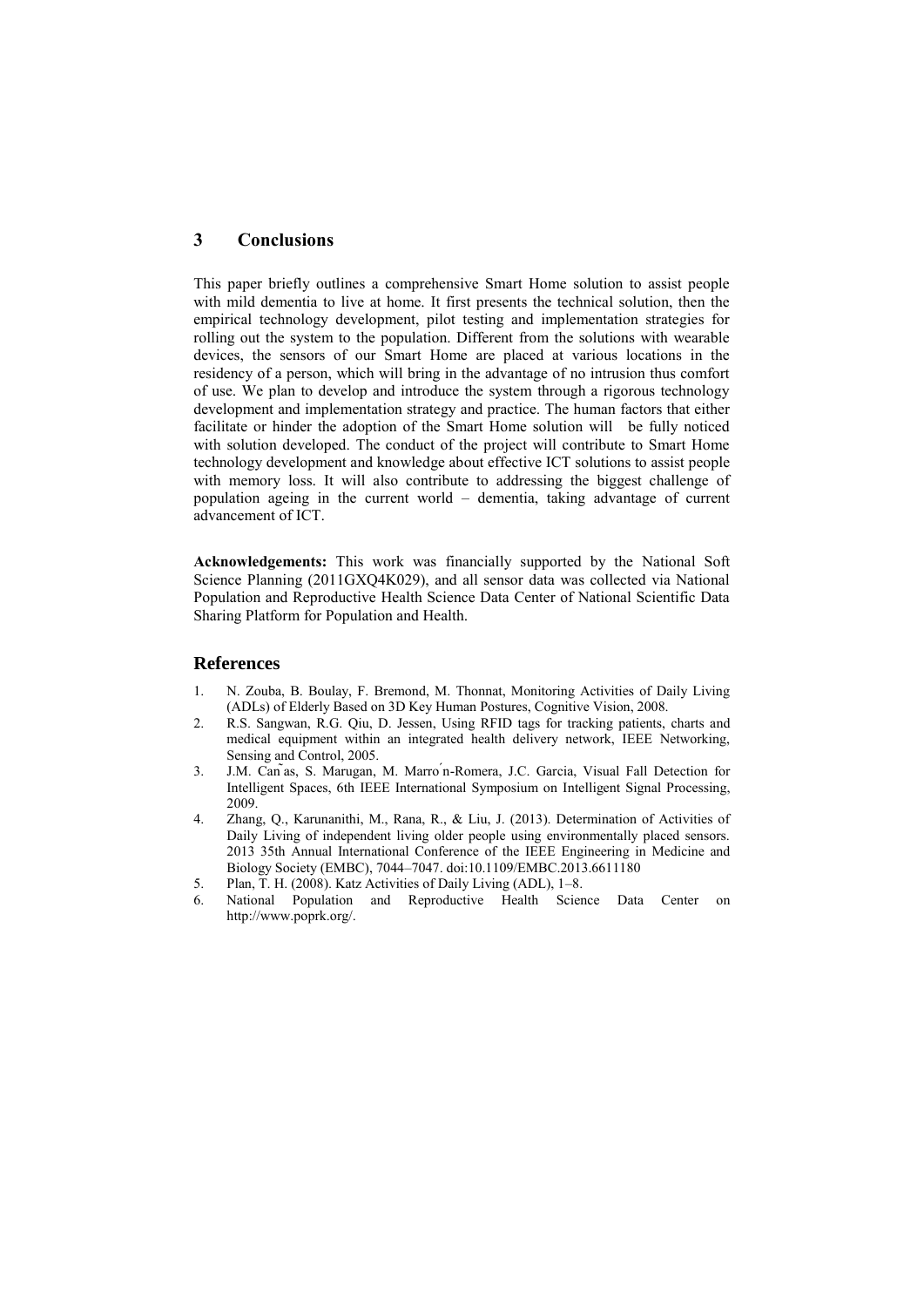## 3 Conclusions

This paper briefly outlines a comprehensive Smart Home solution to assist people with mild dementia to live at home. It first presents the technical solution, then the empirical technology development, pilot testing and implementation strategies for rolling out the system to the population. Different from the solutions with wearable devices, the sensors of our Smart Home are placed at various locations in the residency of a person, which will bring in the advantage of no intrusion thus comfort of use. We plan to develop and introduce the system through a rigorous technology development and implementation strategy and practice. The human factors that either facilitate or hinder the adoption of the Smart Home solution will be fully noticed with solution developed. The conduct of the project will contribute to Smart Home technology development and knowledge about effective ICT solutions to assist people with memory loss. It will also contribute to addressing the biggest challenge of population ageing in the current world – dementia, taking advantage of current advancement of ICT.

**Acknowledgements:** This work was financially supported by the National Soft Science Planning (2011GXQ4K029), and all sensor data was collected via National Population and Reproductive Health Science Data Center of National Scientific Data Sharing Platform for Population and Health.

## References

1. N. Zouba, B. Boulay, F. Bremond, M. Thonnat, Monitoring Activities of Daily Living (ADLs) of Elderly Based on 3D Key Human Postures, Cognitive Vision, 2008.
2. R.S. Sangwan, R.G. Qiu, D. Jessen, Using RFID tags for tracking patients, charts and medical equipment within an integrated health delivery network, IEEE Networking, Sensing and Control, 2005.
3. J.M. Cañas, S. Marugan, M. Marrón-Romera, J.C. Garcia, Visual Fall Detection for Intelligent Spaces, 6th IEEE International Symposium on Intelligent Signal Processing, 2009.
4. Zhang, Q., Karunanithi, M., Rana, R., & Liu, J. (2013). Determination of Activities of Daily Living of independent living older people using environmentally placed sensors. 2013 35th Annual International Conference of the IEEE Engineering in Medicine and Biology Society (EMBC), 7044–7047. doi:10.1109/EMBC.2013.6611180
5. Plan, T. H. (2008). Katz Activities of Daily Living (ADL), 1–8.
6. National Population and Reproductive Health Science Data Center on http://www.poprk.org/.